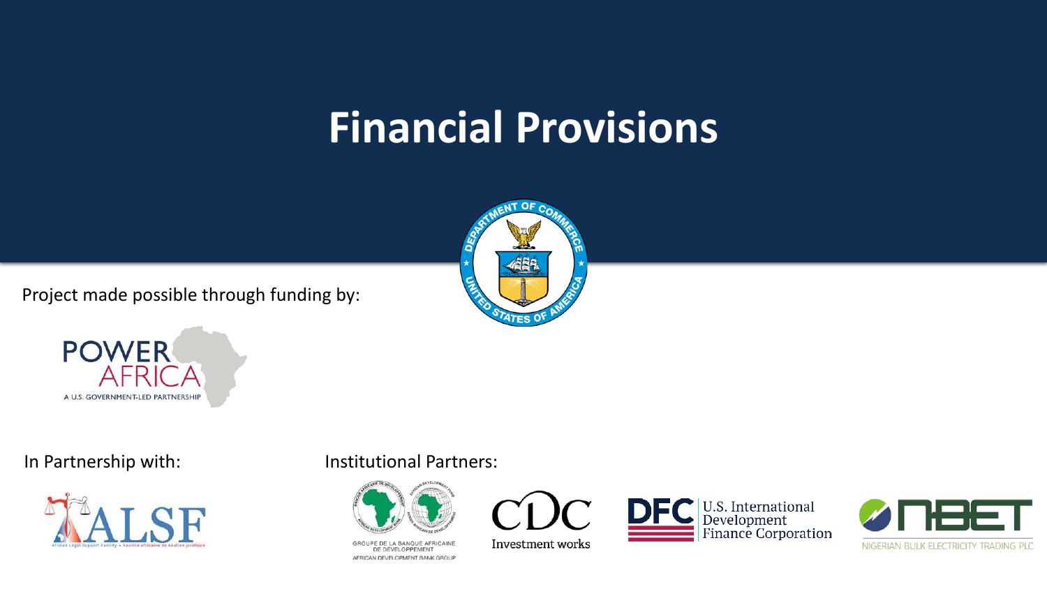# Financial Provisions

Project made possible through funding by:

POWER AFRICA
A U.S. GOVERNMENT-LED PARTNERSHIP

In Partnership with:

ALSF
African Legal Support Facility • Facilité africaine de soutien juridique

Institutional Partners:

GROUPE DE LA BANQUE AFRICAINE DE DÉVELOPPEMENT
AFRICAN DEVELOPMENT BANK GROUP

CDC
Investment works

DFC U.S. International Development Finance Corporation

NBET
NIGERIAN BULK ELECTRICITY TRADING PLC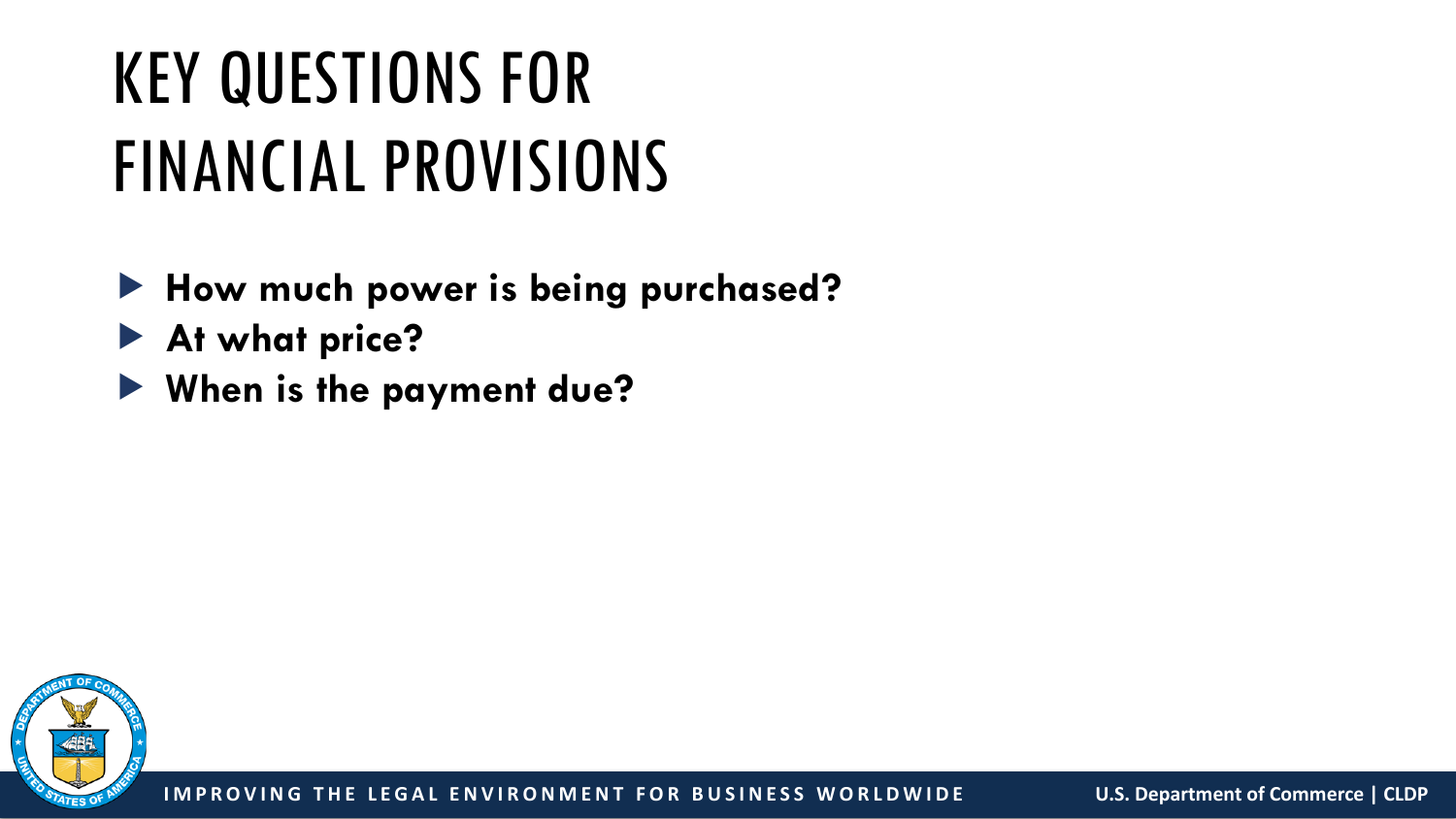# KEY QUESTIONS FOR FINANCIAL PROVISIONS

- **How much power is being purchased?**
- **At what price?**
- **When is the payment due?**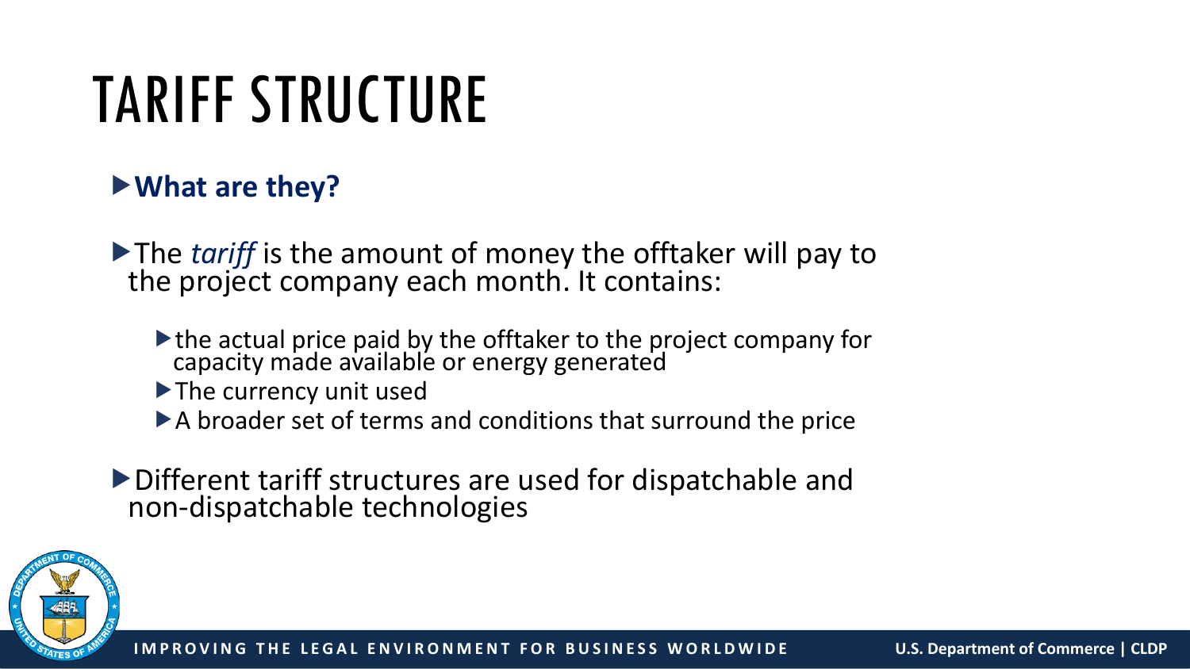# TARIFF STRUCTURE

- **What are they?**

- The *tariff* is the amount of money the offtaker will pay to the project company each month. It contains:
  - the actual price paid by the offtaker to the project company for capacity made available or energy generated
  - The currency unit used
  - A broader set of terms and conditions that surround the price

- Different tariff structures are used for dispatchable and non-dispatchable technologies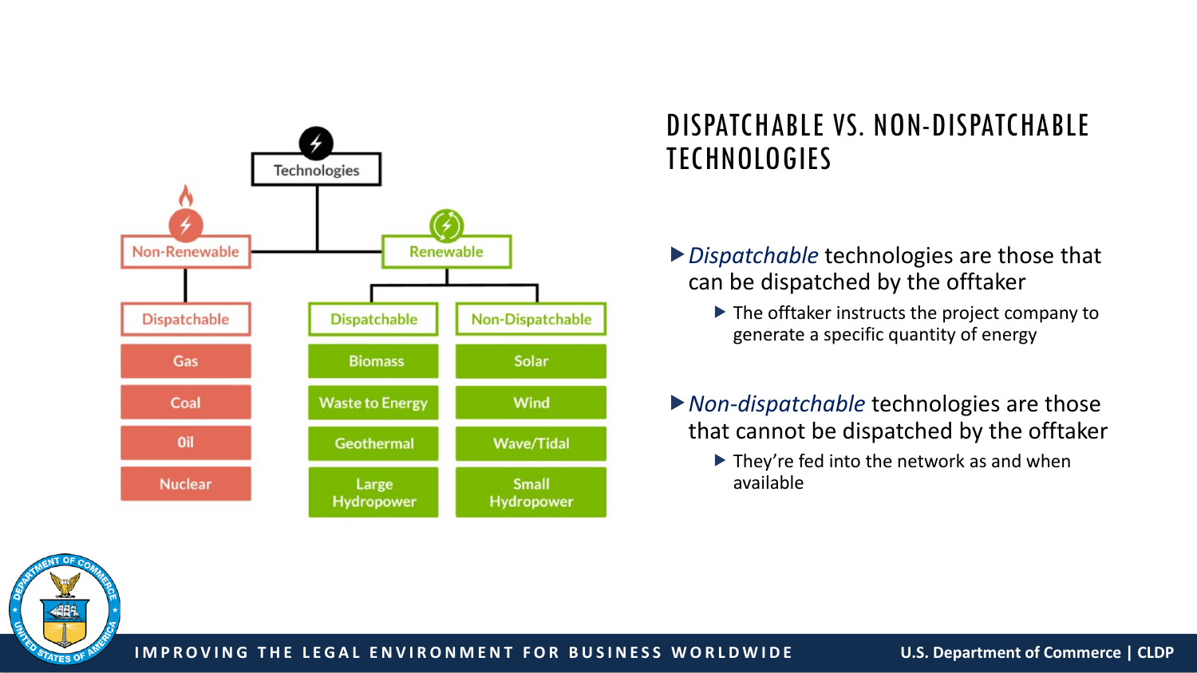# DISPATCHABLE VS. NON-DISPATCHABLE TECHNOLOGIES

Technologies

| Non-Renewable | Renewable | |
|---|---|---|
| **Dispatchable** | **Dispatchable** | **Non-Dispatchable** |
| Gas | Biomass | Solar |
| Coal | Waste to Energy | Wind |
| Oil | Geothermal | Wave/Tidal |
| Nuclear | Large Hydropower | Small Hydropower |

- *Dispatchable* technologies are those that can be dispatched by the offtaker
  - The offtaker instructs the project company to generate a specific quantity of energy
- *Non-dispatchable* technologies are those that cannot be dispatched by the offtaker
  - They're fed into the network as and when available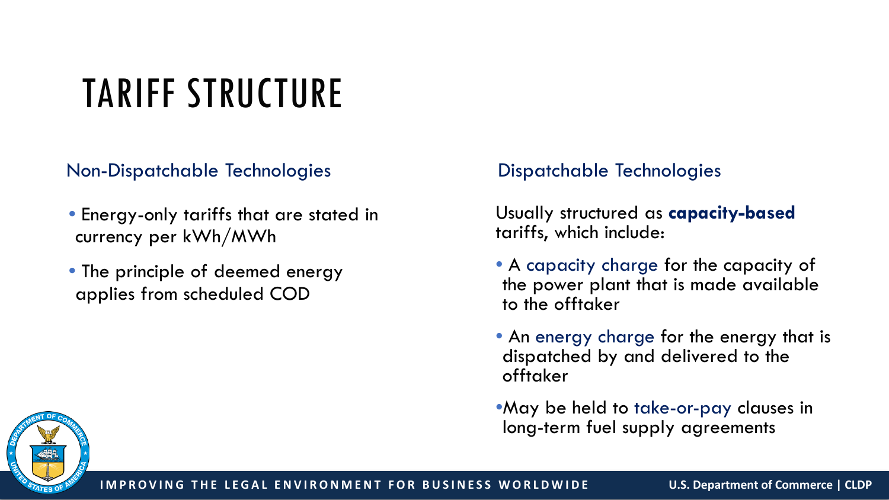# TARIFF STRUCTURE

## Non-Dispatchable Technologies

- Energy-only tariffs that are stated in currency per kWh/MWh
- The principle of deemed energy applies from scheduled COD

## Dispatchable Technologies

Usually structured as **capacity-based** tariffs, which include:

- A capacity charge for the capacity of the power plant that is made available to the offtaker
- An energy charge for the energy that is dispatched by and delivered to the offtaker
- May be held to take-or-pay clauses in long-term fuel supply agreements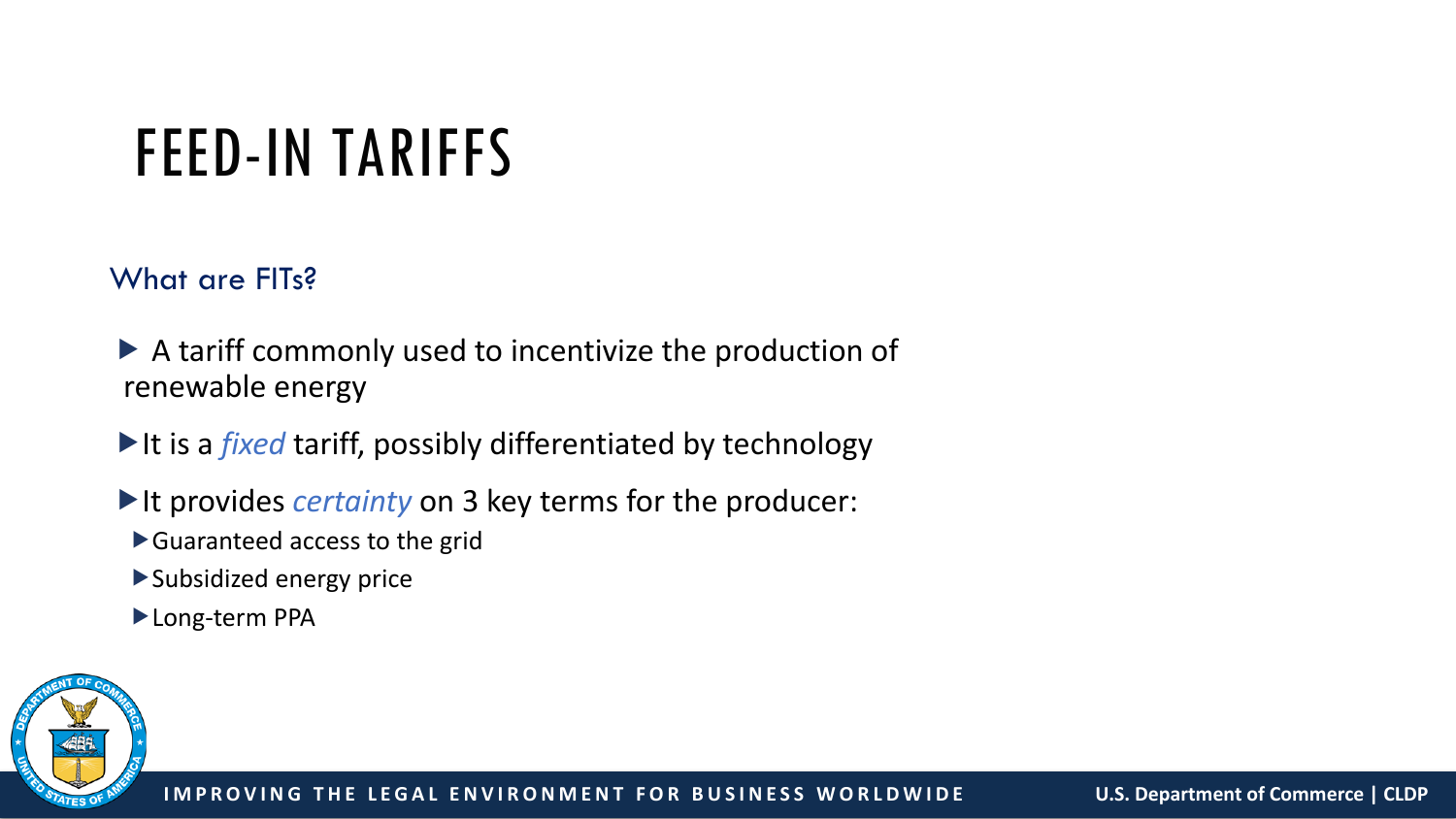# FEED-IN TARIFFS

## What are FITs?

- A tariff commonly used to incentivize the production of renewable energy
- It is a *fixed* tariff, possibly differentiated by technology
- It provides *certainty* on 3 key terms for the producer:
  - Guaranteed access to the grid
  - Subsidized energy price
  - Long-term PPA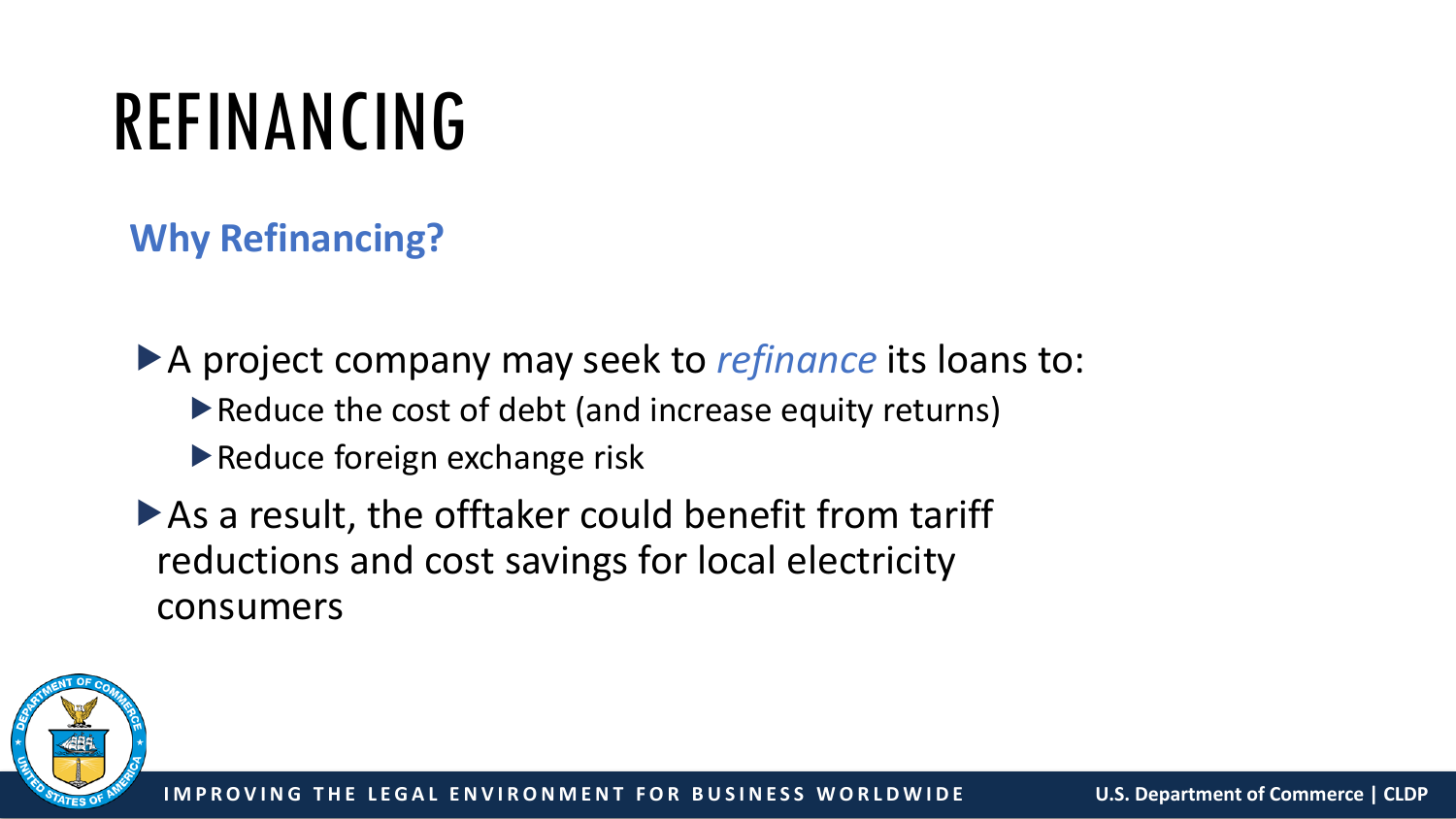# REFINANCING

## Why Refinancing?

- A project company may seek to *refinance* its loans to:
  - Reduce the cost of debt (and increase equity returns)
  - Reduce foreign exchange risk
- As a result, the offtaker could benefit from tariff reductions and cost savings for local electricity consumers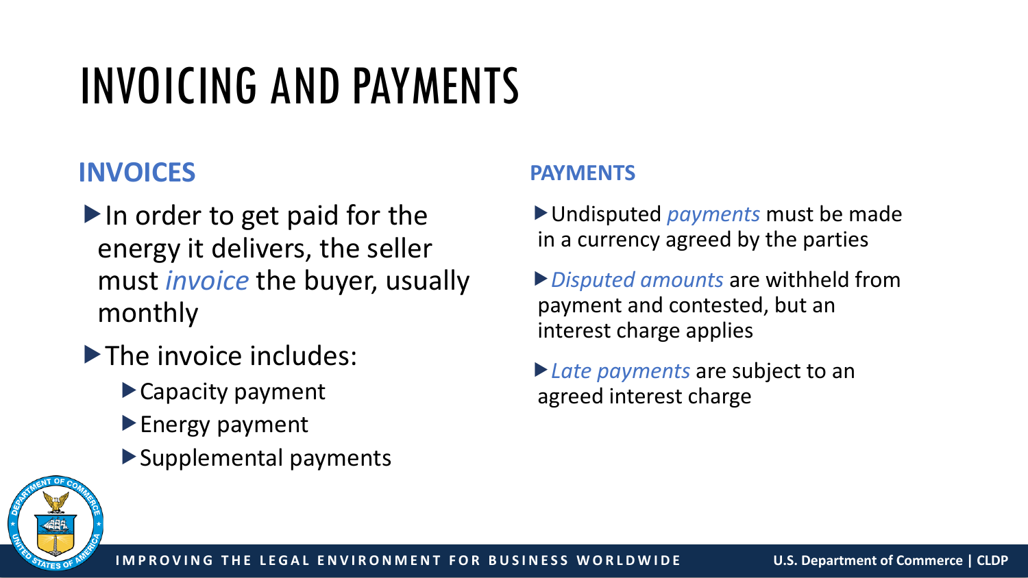# INVOICING AND PAYMENTS

## INVOICES

- In order to get paid for the energy it delivers, the seller must *invoice* the buyer, usually monthly
- The invoice includes:
  - Capacity payment
  - Energy payment
  - Supplemental payments

## PAYMENTS

- Undisputed *payments* must be made in a currency agreed by the parties
- *Disputed amounts* are withheld from payment and contested, but an interest charge applies
- *Late payments* are subject to an agreed interest charge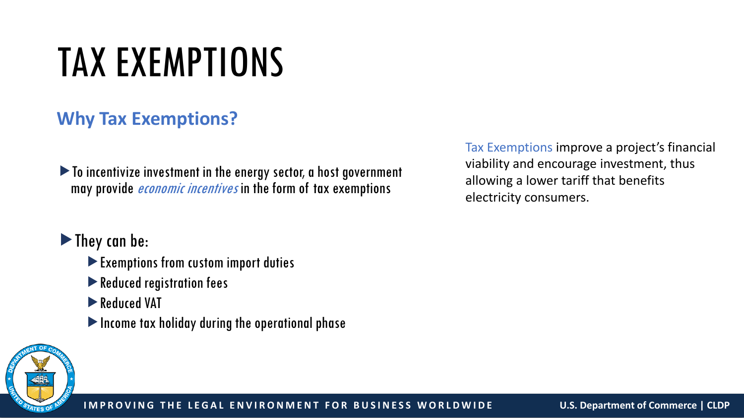# TAX EXEMPTIONS

## Why Tax Exemptions?

- To incentivize investment in the energy sector, a host government may provide *economic incentives* in the form of tax exemptions

- They can be:
  - Exemptions from custom import duties
  - Reduced registration fees
  - Reduced VAT
  - Income tax holiday during the operational phase

Tax Exemptions improve a project's financial viability and encourage investment, thus allowing a lower tariff that benefits electricity consumers.